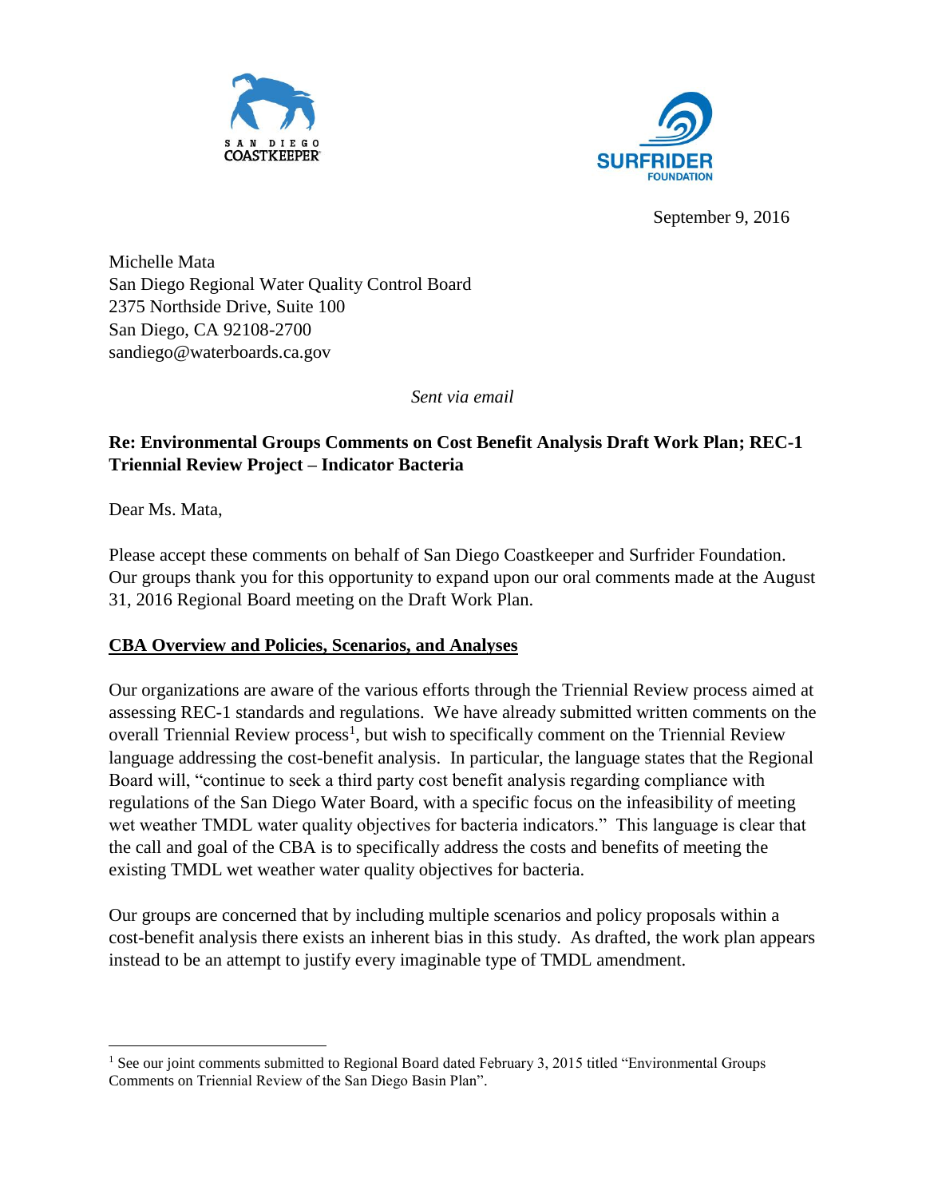SAN DIEGO COASTKEEPER

SURFRIDER FOUNDATION

September 9, 2016

Michelle Mata
San Diego Regional Water Quality Control Board
2375 Northside Drive, Suite 100
San Diego, CA 92108-2700
sandiego@waterboards.ca.gov

*Sent via email*

**Re: Environmental Groups Comments on Cost Benefit Analysis Draft Work Plan; REC-1 Triennial Review Project – Indicator Bacteria**

Dear Ms. Mata,

Please accept these comments on behalf of San Diego Coastkeeper and Surfrider Foundation. Our groups thank you for this opportunity to expand upon our oral comments made at the August 31, 2016 Regional Board meeting on the Draft Work Plan.

**CBA Overview and Policies, Scenarios, and Analyses**

Our organizations are aware of the various efforts through the Triennial Review process aimed at assessing REC-1 standards and regulations. We have already submitted written comments on the overall Triennial Review process[1], but wish to specifically comment on the Triennial Review language addressing the cost-benefit analysis. In particular, the language states that the Regional Board will, "continue to seek a third party cost benefit analysis regarding compliance with regulations of the San Diego Water Board, with a specific focus on the infeasibility of meeting wet weather TMDL water quality objectives for bacteria indicators." This language is clear that the call and goal of the CBA is to specifically address the costs and benefits of meeting the existing TMDL wet weather water quality objectives for bacteria.

Our groups are concerned that by including multiple scenarios and policy proposals within a cost-benefit analysis there exists an inherent bias in this study. As drafted, the work plan appears instead to be an attempt to justify every imaginable type of TMDL amendment.

[1] See our joint comments submitted to Regional Board dated February 3, 2015 titled "Environmental Groups Comments on Triennial Review of the San Diego Basin Plan".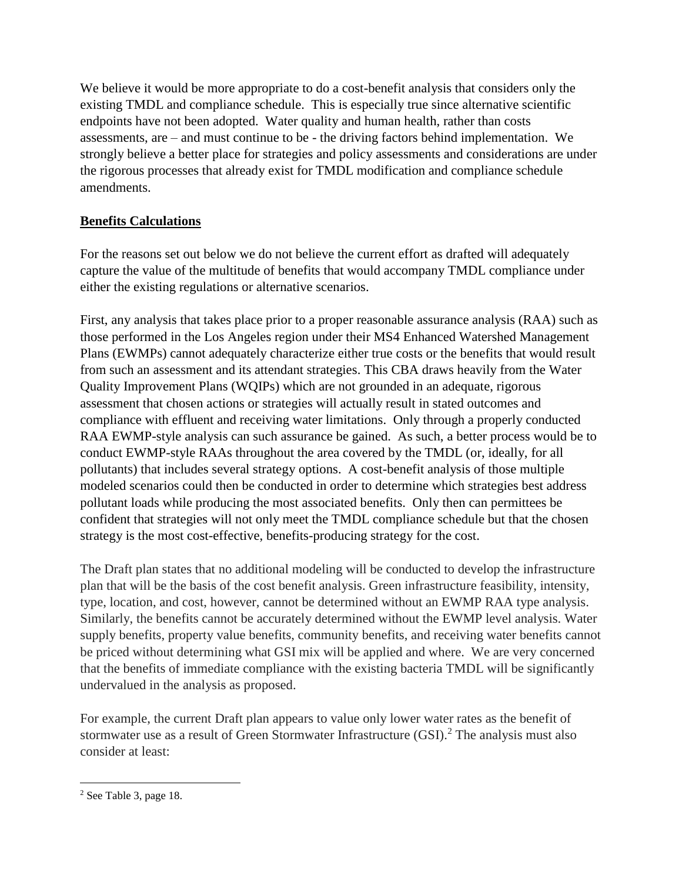We believe it would be more appropriate to do a cost-benefit analysis that considers only the existing TMDL and compliance schedule. This is especially true since alternative scientific endpoints have not been adopted. Water quality and human health, rather than costs assessments, are – and must continue to be - the driving factors behind implementation. We strongly believe a better place for strategies and policy assessments and considerations are under the rigorous processes that already exist for TMDL modification and compliance schedule amendments.

## <u>**Benefits Calculations**</u>

For the reasons set out below we do not believe the current effort as drafted will adequately capture the value of the multitude of benefits that would accompany TMDL compliance under either the existing regulations or alternative scenarios.

First, any analysis that takes place prior to a proper reasonable assurance analysis (RAA) such as those performed in the Los Angeles region under their MS4 Enhanced Watershed Management Plans (EWMPs) cannot adequately characterize either true costs or the benefits that would result from such an assessment and its attendant strategies. This CBA draws heavily from the Water Quality Improvement Plans (WQIPs) which are not grounded in an adequate, rigorous assessment that chosen actions or strategies will actually result in stated outcomes and compliance with effluent and receiving water limitations. Only through a properly conducted RAA EWMP-style analysis can such assurance be gained. As such, a better process would be to conduct EWMP-style RAAs throughout the area covered by the TMDL (or, ideally, for all pollutants) that includes several strategy options. A cost-benefit analysis of those multiple modeled scenarios could then be conducted in order to determine which strategies best address pollutant loads while producing the most associated benefits. Only then can permittees be confident that strategies will not only meet the TMDL compliance schedule but that the chosen strategy is the most cost-effective, benefits-producing strategy for the cost.

The Draft plan states that no additional modeling will be conducted to develop the infrastructure plan that will be the basis of the cost benefit analysis. Green infrastructure feasibility, intensity, type, location, and cost, however, cannot be determined without an EWMP RAA type analysis. Similarly, the benefits cannot be accurately determined without the EWMP level analysis. Water supply benefits, property value benefits, community benefits, and receiving water benefits cannot be priced without determining what GSI mix will be applied and where. We are very concerned that the benefits of immediate compliance with the existing bacteria TMDL will be significantly undervalued in the analysis as proposed.

For example, the current Draft plan appears to value only lower water rates as the benefit of stormwater use as a result of Green Stormwater Infrastructure (GSI).[2] The analysis must also consider at least:

---

[2] See Table 3, page 18.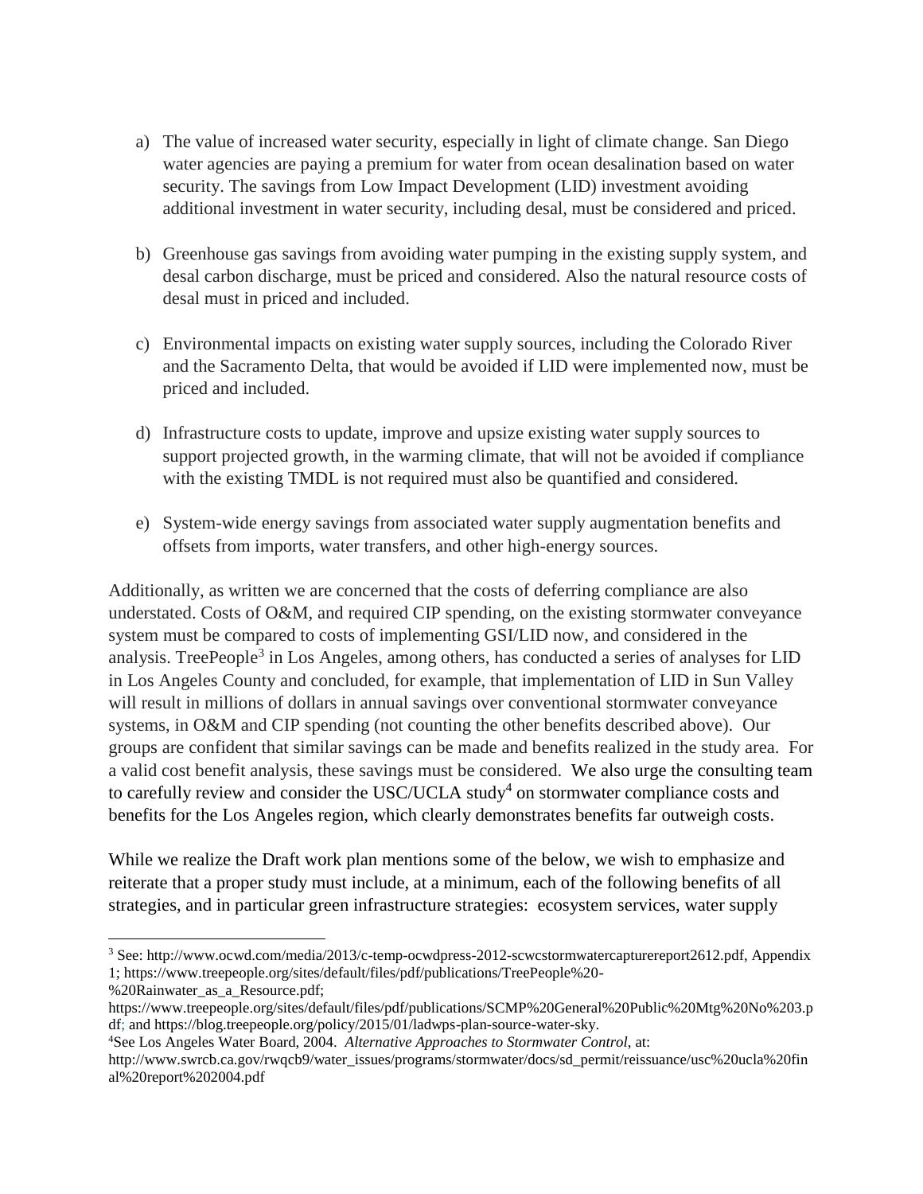a) The value of increased water security, especially in light of climate change. San Diego water agencies are paying a premium for water from ocean desalination based on water security. The savings from Low Impact Development (LID) investment avoiding additional investment in water security, including desal, must be considered and priced.

b) Greenhouse gas savings from avoiding water pumping in the existing supply system, and desal carbon discharge, must be priced and considered. Also the natural resource costs of desal must in priced and included.

c) Environmental impacts on existing water supply sources, including the Colorado River and the Sacramento Delta, that would be avoided if LID were implemented now, must be priced and included.

d) Infrastructure costs to update, improve and upsize existing water supply sources to support projected growth, in the warming climate, that will not be avoided if compliance with the existing TMDL is not required must also be quantified and considered.

e) System-wide energy savings from associated water supply augmentation benefits and offsets from imports, water transfers, and other high-energy sources.

Additionally, as written we are concerned that the costs of deferring compliance are also understated. Costs of O&M, and required CIP spending, on the existing stormwater conveyance system must be compared to costs of implementing GSI/LID now, and considered in the analysis. TreePeople[3] in Los Angeles, among others, has conducted a series of analyses for LID in Los Angeles County and concluded, for example, that implementation of LID in Sun Valley will result in millions of dollars in annual savings over conventional stormwater conveyance systems, in O&M and CIP spending (not counting the other benefits described above). Our groups are confident that similar savings can be made and benefits realized in the study area. For a valid cost benefit analysis, these savings must be considered. We also urge the consulting team to carefully review and consider the USC/UCLA study[4] on stormwater compliance costs and benefits for the Los Angeles region, which clearly demonstrates benefits far outweigh costs.

While we realize the Draft work plan mentions some of the below, we wish to emphasize and reiterate that a proper study must include, at a minimum, each of the following benefits of all strategies, and in particular green infrastructure strategies: ecosystem services, water supply

---

[3] See: http://www.ocwd.com/media/2013/c-temp-ocwdpress-2012-scwcstormwatercapturereport2612.pdf, Appendix 1; https://www.treepeople.org/sites/default/files/pdf/publications/TreePeople%20-%20Rainwater_as_a_Resource.pdf; https://www.treepeople.org/sites/default/files/pdf/publications/SCMP%20General%20Public%20Mtg%20No%203.pdf; and https://blog.treepeople.org/policy/2015/01/ladwps-plan-source-water-sky.

[4] See Los Angeles Water Board, 2004. *Alternative Approaches to Stormwater Control*, at: http://www.swrcb.ca.gov/rwqcb9/water_issues/programs/stormwater/docs/sd_permit/reissuance/usc%20ucla%20final%20report%202004.pdf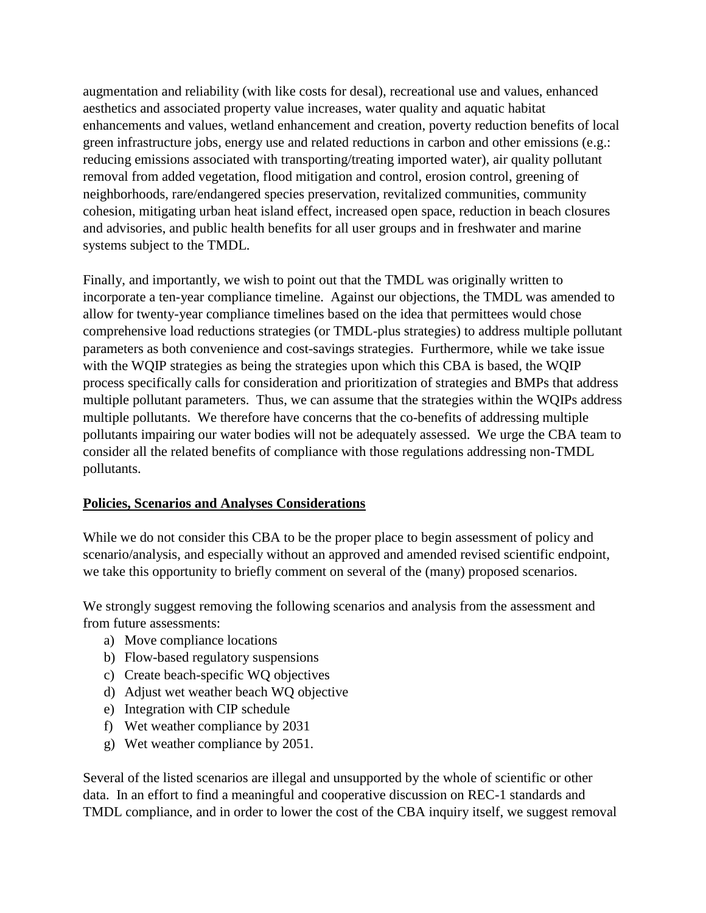augmentation and reliability (with like costs for desal), recreational use and values, enhanced aesthetics and associated property value increases, water quality and aquatic habitat enhancements and values, wetland enhancement and creation, poverty reduction benefits of local green infrastructure jobs, energy use and related reductions in carbon and other emissions (e.g.: reducing emissions associated with transporting/treating imported water), air quality pollutant removal from added vegetation, flood mitigation and control, erosion control, greening of neighborhoods, rare/endangered species preservation, revitalized communities, community cohesion, mitigating urban heat island effect, increased open space, reduction in beach closures and advisories, and public health benefits for all user groups and in freshwater and marine systems subject to the TMDL.

Finally, and importantly, we wish to point out that the TMDL was originally written to incorporate a ten-year compliance timeline. Against our objections, the TMDL was amended to allow for twenty-year compliance timelines based on the idea that permittees would chose comprehensive load reductions strategies (or TMDL-plus strategies) to address multiple pollutant parameters as both convenience and cost-savings strategies. Furthermore, while we take issue with the WQIP strategies as being the strategies upon which this CBA is based, the WQIP process specifically calls for consideration and prioritization of strategies and BMPs that address multiple pollutant parameters. Thus, we can assume that the strategies within the WQIPs address multiple pollutants. We therefore have concerns that the co-benefits of addressing multiple pollutants impairing our water bodies will not be adequately assessed. We urge the CBA team to consider all the related benefits of compliance with those regulations addressing non-TMDL pollutants.

**Policies, Scenarios and Analyses Considerations**

While we do not consider this CBA to be the proper place to begin assessment of policy and scenario/analysis, and especially without an approved and amended revised scientific endpoint, we take this opportunity to briefly comment on several of the (many) proposed scenarios.

We strongly suggest removing the following scenarios and analysis from the assessment and from future assessments:

a) Move compliance locations
b) Flow-based regulatory suspensions
c) Create beach-specific WQ objectives
d) Adjust wet weather beach WQ objective
e) Integration with CIP schedule
f) Wet weather compliance by 2031
g) Wet weather compliance by 2051.

Several of the listed scenarios are illegal and unsupported by the whole of scientific or other data. In an effort to find a meaningful and cooperative discussion on REC-1 standards and TMDL compliance, and in order to lower the cost of the CBA inquiry itself, we suggest removal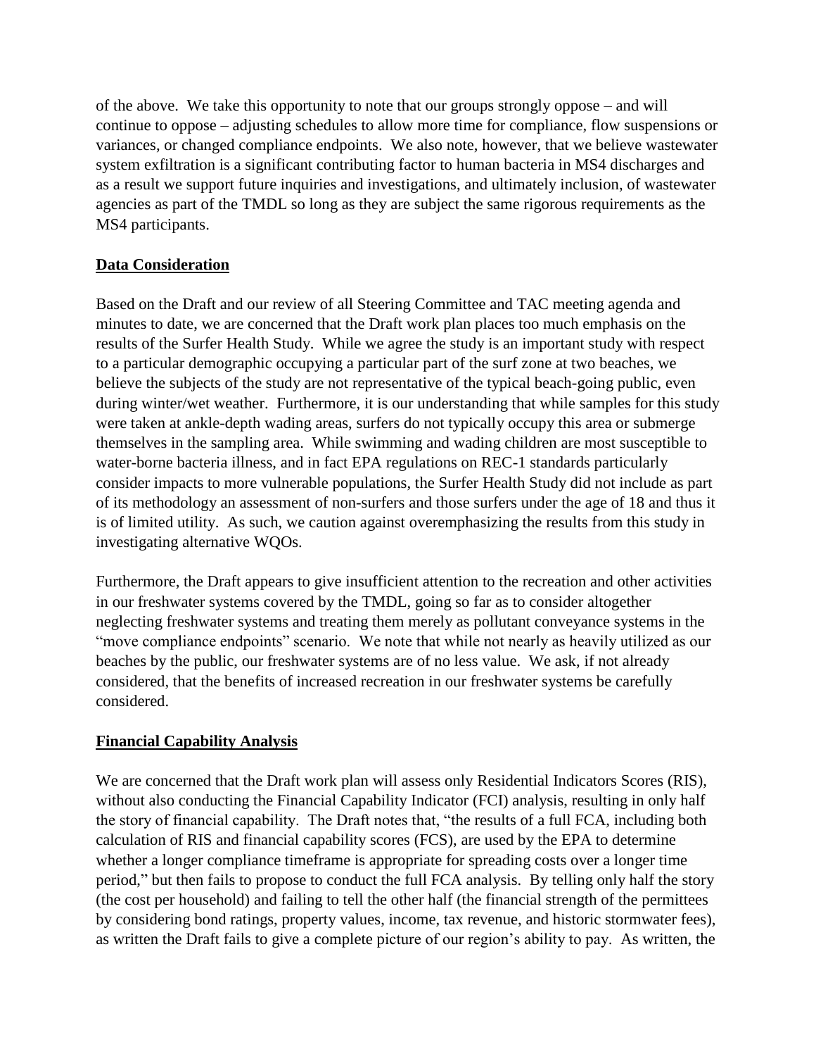of the above. We take this opportunity to note that our groups strongly oppose – and will continue to oppose – adjusting schedules to allow more time for compliance, flow suspensions or variances, or changed compliance endpoints. We also note, however, that we believe wastewater system exfiltration is a significant contributing factor to human bacteria in MS4 discharges and as a result we support future inquiries and investigations, and ultimately inclusion, of wastewater agencies as part of the TMDL so long as they are subject the same rigorous requirements as the MS4 participants.

## Data Consideration

Based on the Draft and our review of all Steering Committee and TAC meeting agenda and minutes to date, we are concerned that the Draft work plan places too much emphasis on the results of the Surfer Health Study. While we agree the study is an important study with respect to a particular demographic occupying a particular part of the surf zone at two beaches, we believe the subjects of the study are not representative of the typical beach-going public, even during winter/wet weather. Furthermore, it is our understanding that while samples for this study were taken at ankle-depth wading areas, surfers do not typically occupy this area or submerge themselves in the sampling area. While swimming and wading children are most susceptible to water-borne bacteria illness, and in fact EPA regulations on REC-1 standards particularly consider impacts to more vulnerable populations, the Surfer Health Study did not include as part of its methodology an assessment of non-surfers and those surfers under the age of 18 and thus it is of limited utility. As such, we caution against overemphasizing the results from this study in investigating alternative WQOs.

Furthermore, the Draft appears to give insufficient attention to the recreation and other activities in our freshwater systems covered by the TMDL, going so far as to consider altogether neglecting freshwater systems and treating them merely as pollutant conveyance systems in the "move compliance endpoints" scenario. We note that while not nearly as heavily utilized as our beaches by the public, our freshwater systems are of no less value. We ask, if not already considered, that the benefits of increased recreation in our freshwater systems be carefully considered.

## Financial Capability Analysis

We are concerned that the Draft work plan will assess only Residential Indicators Scores (RIS), without also conducting the Financial Capability Indicator (FCI) analysis, resulting in only half the story of financial capability. The Draft notes that, "the results of a full FCA, including both calculation of RIS and financial capability scores (FCS), are used by the EPA to determine whether a longer compliance timeframe is appropriate for spreading costs over a longer time period," but then fails to propose to conduct the full FCA analysis. By telling only half the story (the cost per household) and failing to tell the other half (the financial strength of the permittees by considering bond ratings, property values, income, tax revenue, and historic stormwater fees), as written the Draft fails to give a complete picture of our region's ability to pay. As written, the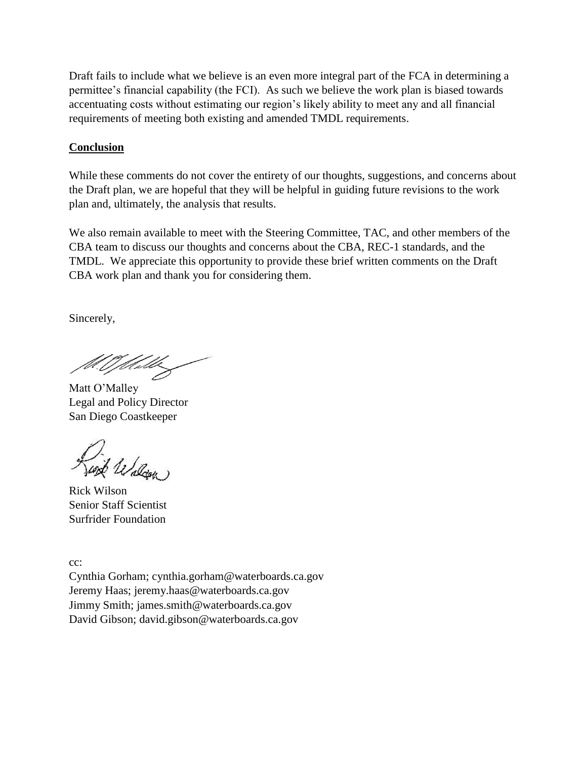Draft fails to include what we believe is an even more integral part of the FCA in determining a permittee's financial capability (the FCI). As such we believe the work plan is biased towards accentuating costs without estimating our region's likely ability to meet any and all financial requirements of meeting both existing and amended TMDL requirements.

**Conclusion**

While these comments do not cover the entirety of our thoughts, suggestions, and concerns about the Draft plan, we are hopeful that they will be helpful in guiding future revisions to the work plan and, ultimately, the analysis that results.

We also remain available to meet with the Steering Committee, TAC, and other members of the CBA team to discuss our thoughts and concerns about the CBA, REC-1 standards, and the TMDL. We appreciate this opportunity to provide these brief written comments on the Draft CBA work plan and thank you for considering them.

Sincerely,

Matt O'Malley  
Legal and Policy Director  
San Diego Coastkeeper

Rick Wilson  
Senior Staff Scientist  
Surfrider Foundation

cc:  
Cynthia Gorham; cynthia.gorham@waterboards.ca.gov  
Jeremy Haas; jeremy.haas@waterboards.ca.gov  
Jimmy Smith; james.smith@waterboards.ca.gov  
David Gibson; david.gibson@waterboards.ca.gov